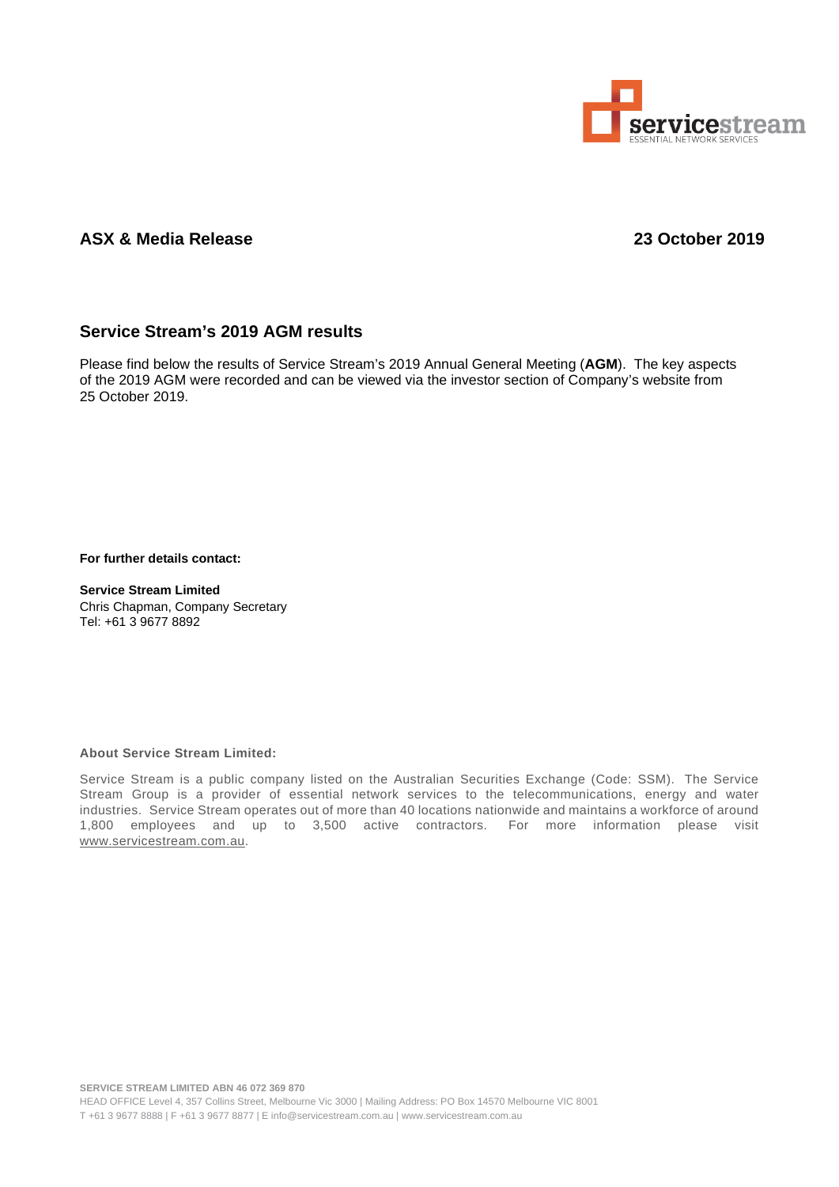**ASX & Media Release** **23 October 2019**

## Service Stream's 2019 AGM results

Please find below the results of Service Stream's 2019 Annual General Meeting (**AGM**). The key aspects of the 2019 AGM were recorded and can be viewed via the investor section of Company's website from 25 October 2019.

**For further details contact:**

**Service Stream Limited**
Chris Chapman, Company Secretary
Tel: +61 3 9677 8892

**About Service Stream Limited:**

Service Stream is a public company listed on the Australian Securities Exchange (Code: SSM). The Service Stream Group is a provider of essential network services to the telecommunications, energy and water industries. Service Stream operates out of more than 40 locations nationwide and maintains a workforce of around 1,800 employees and up to 3,500 active contractors. For more information please visit www.servicestream.com.au.

**SERVICE STREAM LIMITED ABN 46 072 369 870**
HEAD OFFICE Level 4, 357 Collins Street, Melbourne Vic 3000 | Mailing Address: PO Box 14570 Melbourne VIC 8001
T +61 3 9677 8888 | F +61 3 9677 8877 | E info@servicestream.com.au | www.servicestream.com.au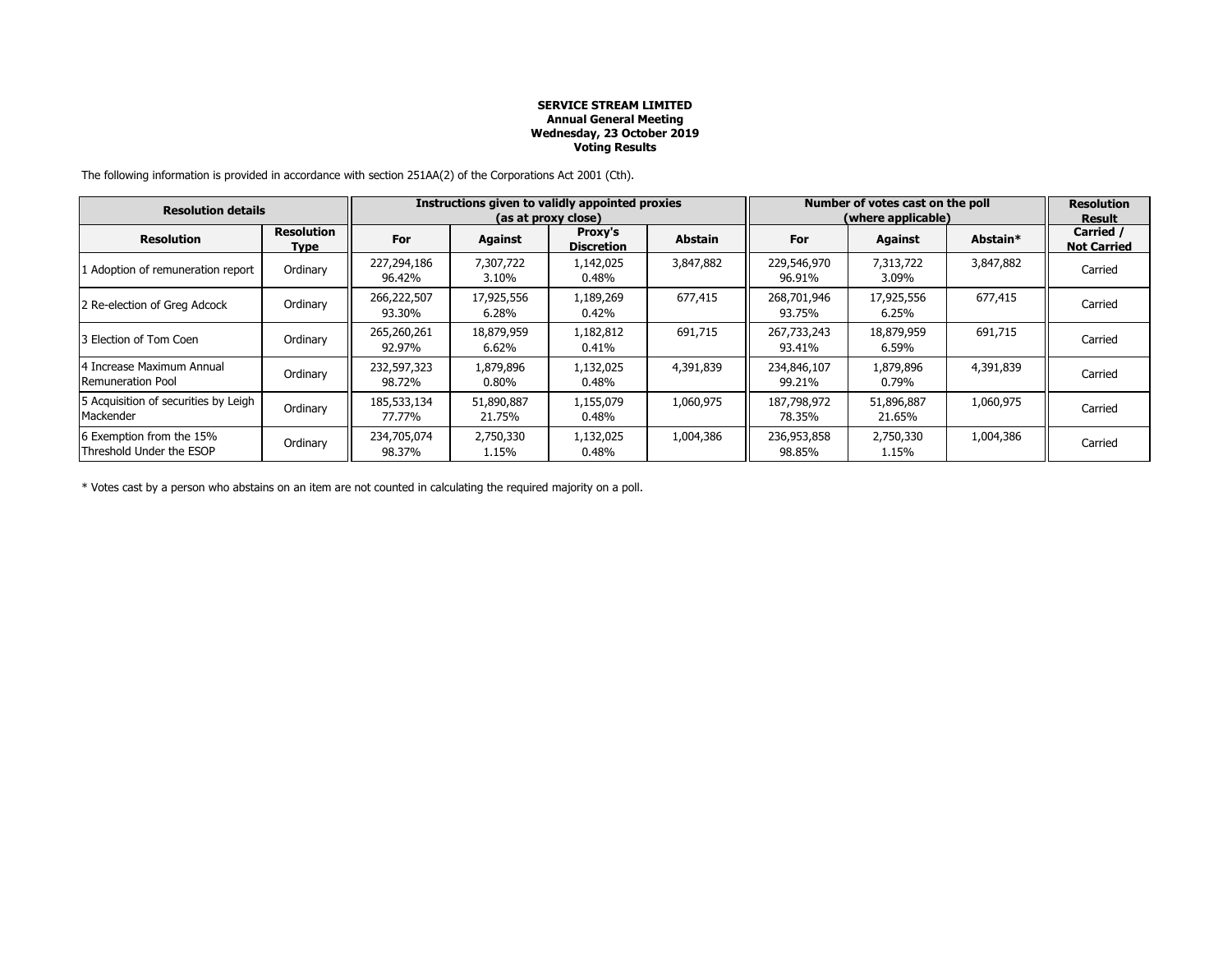**SERVICE STREAM LIMITED**
**Annual General Meeting**
**Wednesday, 23 October 2019**
**Voting Results**

The following information is provided in accordance with section 251AA(2) of the Corporations Act 2001 (Cth).

| Resolution details | | Instructions given to validly appointed proxies (as at proxy close) | | | | Number of votes cast on the poll (where applicable) | | | Resolution Result |
|---|---|---|---|---|---|---|---|---|---|
| **Resolution** | **Resolution Type** | **For** | **Against** | **Proxy's Discretion** | **Abstain** | **For** | **Against** | **Abstain*** | **Carried / Not Carried** |
| 1 Adoption of remuneration report | Ordinary | 227,294,186 96.42% | 7,307,722 3.10% | 1,142,025 0.48% | 3,847,882 | 229,546,970 96.91% | 7,313,722 3.09% | 3,847,882 | Carried |
| 2 Re-election of Greg Adcock | Ordinary | 266,222,507 93.30% | 17,925,556 6.28% | 1,189,269 0.42% | 677,415 | 268,701,946 93.75% | 17,925,556 6.25% | 677,415 | Carried |
| 3 Election of Tom Coen | Ordinary | 265,260,261 92.97% | 18,879,959 6.62% | 1,182,812 0.41% | 691,715 | 267,733,243 93.41% | 18,879,959 6.59% | 691,715 | Carried |
| 4 Increase Maximum Annual Remuneration Pool | Ordinary | 232,597,323 98.72% | 1,879,896 0.80% | 1,132,025 0.48% | 4,391,839 | 234,846,107 99.21% | 1,879,896 0.79% | 4,391,839 | Carried |
| 5 Acquisition of securities by Leigh Mackender | Ordinary | 185,533,134 77.77% | 51,890,887 21.75% | 1,155,079 0.48% | 1,060,975 | 187,798,972 78.35% | 51,896,887 21.65% | 1,060,975 | Carried |
| 6 Exemption from the 15% Threshold Under the ESOP | Ordinary | 234,705,074 98.37% | 2,750,330 1.15% | 1,132,025 0.48% | 1,004,386 | 236,953,858 98.85% | 2,750,330 1.15% | 1,004,386 | Carried |

* Votes cast by a person who abstains on an item are not counted in calculating the required majority on a poll.